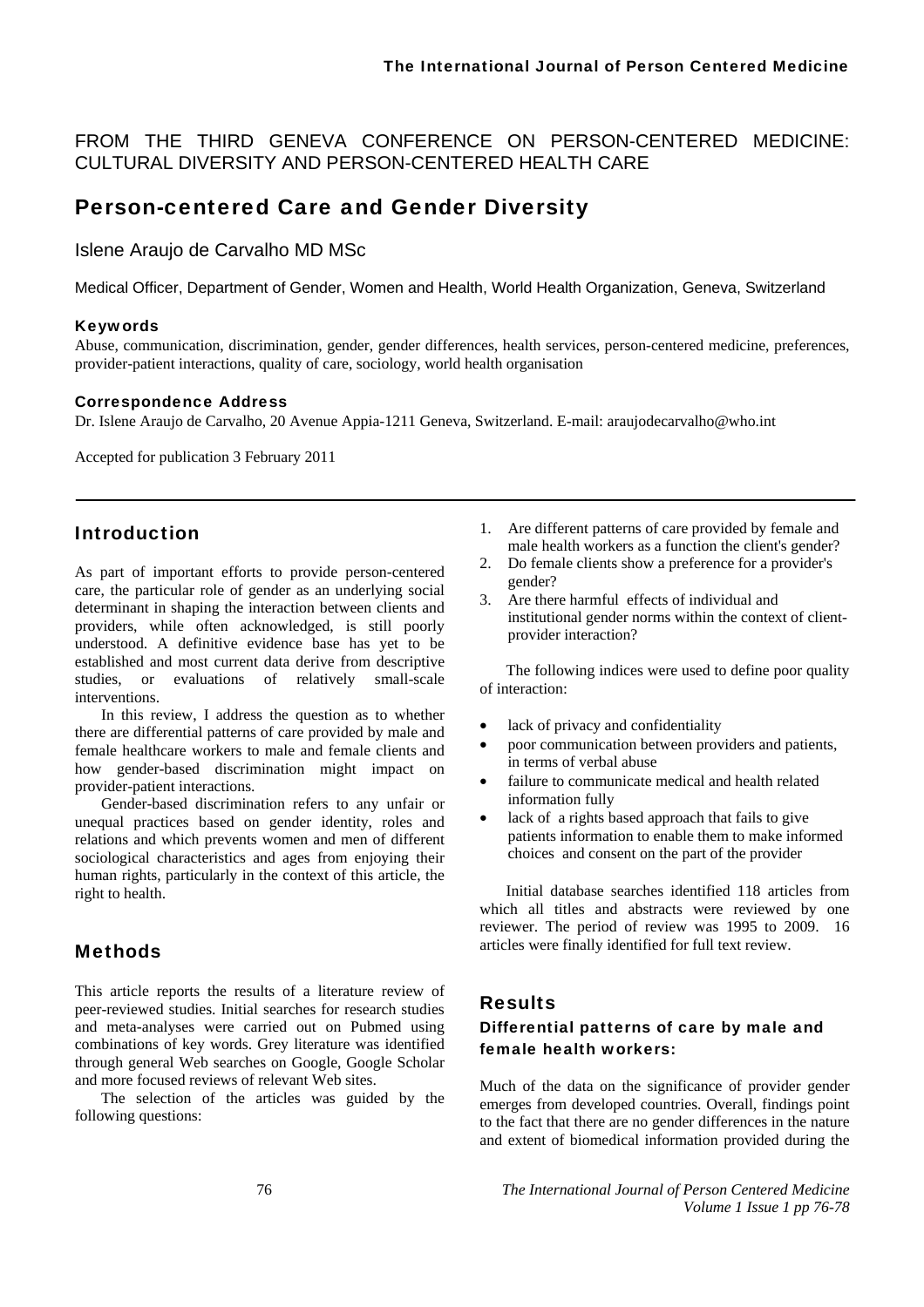FROM THE THIRD GENEVA CONFERENCE ON PERSON-CENTERED MEDICINE: CULTURAL DIVERSITY AND PERSON-CENTERED HEALTH CARE

# Person-centered Care and Gender Diversity

Islene Araujo de Carvalho MD MSc

Medical Officer, Department of Gender, Women and Health, World Health Organization, Geneva, Switzerland

#### Keywords

Abuse, communication, discrimination, gender, gender differences, health services, person-centered medicine, preferences, provider-patient interactions, quality of care, sociology, world health organisation

#### Correspondence Address

Dr. Islene Araujo de Carvalho, 20 Avenue Appia-1211 Geneva, Switzerland. E-mail: araujodecarvalho@who.int

Accepted for publication 3 February 2011

## Introduction

As part of important efforts to provide person-centered care, the particular role of gender as an underlying social determinant in shaping the interaction between clients and providers, while often acknowledged, is still poorly understood. A definitive evidence base has yet to be established and most current data derive from descriptive studies, or evaluations of relatively small-scale interventions.

In this review, I address the question as to whether there are differential patterns of care provided by male and female healthcare workers to male and female clients and how gender-based discrimination might impact on provider-patient interactions.

Gender-based discrimination refers to any unfair or unequal practices based on gender identity, roles and relations and which prevents women and men of different sociological characteristics and ages from enjoying their human rights, particularly in the context of this article, the right to health.

## Methods

This article reports the results of a literature review of peer-reviewed studies. Initial searches for research studies and meta-analyses were carried out on Pubmed using combinations of key words. Grey literature was identified through general Web searches on Google, Google Scholar and more focused reviews of relevant Web sites.

The selection of the articles was guided by the following questions:

1. Are different patterns of care provided by female and male health workers as a function the client's gender?
2. Do female clients show a preference for a provider's gender?
3. Are there harmful effects of individual and institutional gender norms within the context of client-provider interaction?

The following indices were used to define poor quality of interaction:

- lack of privacy and confidentiality
- poor communication between providers and patients, in terms of verbal abuse
- failure to communicate medical and health related information fully
- lack of a rights based approach that fails to give patients information to enable them to make informed choices and consent on the part of the provider

Initial database searches identified 118 articles from which all titles and abstracts were reviewed by one reviewer. The period of review was 1995 to 2009. 16 articles were finally identified for full text review.

## Results

### Differential patterns of care by male and female health workers:

Much of the data on the significance of provider gender emerges from developed countries. Overall, findings point to the fact that there are no gender differences in the nature and extent of biomedical information provided during the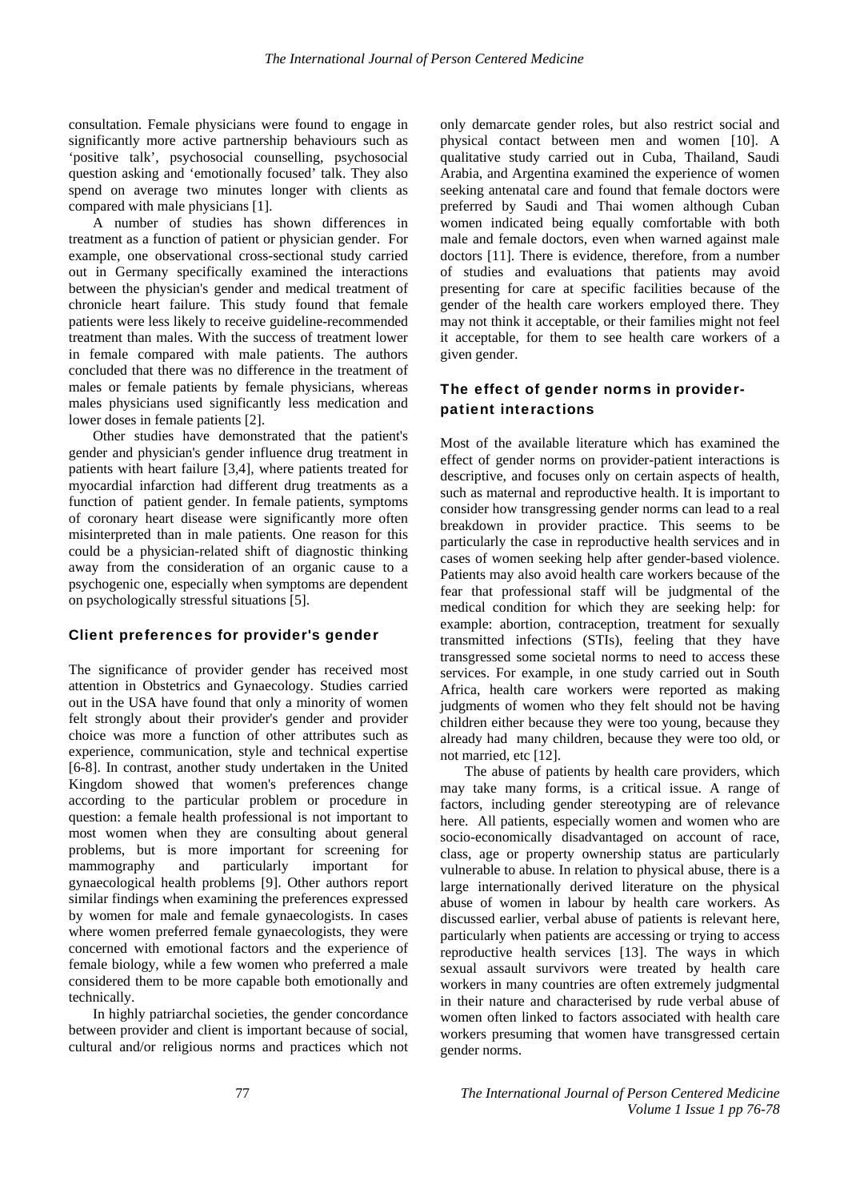consultation. Female physicians were found to engage in significantly more active partnership behaviours such as 'positive talk', psychosocial counselling, psychosocial question asking and 'emotionally focused' talk. They also spend on average two minutes longer with clients as compared with male physicians [1].

A number of studies has shown differences in treatment as a function of patient or physician gender. For example, one observational cross-sectional study carried out in Germany specifically examined the interactions between the physician's gender and medical treatment of chronicle heart failure. This study found that female patients were less likely to receive guideline-recommended treatment than males. With the success of treatment lower in female compared with male patients. The authors concluded that there was no difference in the treatment of males or female patients by female physicians, whereas males physicians used significantly less medication and lower doses in female patients [2].

Other studies have demonstrated that the patient's gender and physician's gender influence drug treatment in patients with heart failure [3,4], where patients treated for myocardial infarction had different drug treatments as a function of patient gender. In female patients, symptoms of coronary heart disease were significantly more often misinterpreted than in male patients. One reason for this could be a physician-related shift of diagnostic thinking away from the consideration of an organic cause to a psychogenic one, especially when symptoms are dependent on psychologically stressful situations [5].

## Client preferences for provider's gender

The significance of provider gender has received most attention in Obstetrics and Gynaecology. Studies carried out in the USA have found that only a minority of women felt strongly about their provider's gender and provider choice was more a function of other attributes such as experience, communication, style and technical expertise [6-8]. In contrast, another study undertaken in the United Kingdom showed that women's preferences change according to the particular problem or procedure in question: a female health professional is not important to most women when they are consulting about general problems, but is more important for screening for mammography and particularly important for gynaecological health problems [9]. Other authors report similar findings when examining the preferences expressed by women for male and female gynaecologists. In cases where women preferred female gynaecologists, they were concerned with emotional factors and the experience of female biology, while a few women who preferred a male considered them to be more capable both emotionally and technically.

In highly patriarchal societies, the gender concordance between provider and client is important because of social, cultural and/or religious norms and practices which not only demarcate gender roles, but also restrict social and physical contact between men and women [10]. A qualitative study carried out in Cuba, Thailand, Saudi Arabia, and Argentina examined the experience of women seeking antenatal care and found that female doctors were preferred by Saudi and Thai women although Cuban women indicated being equally comfortable with both male and female doctors, even when warned against male doctors [11]. There is evidence, therefore, from a number of studies and evaluations that patients may avoid presenting for care at specific facilities because of the gender of the health care workers employed there. They may not think it acceptable, or their families might not feel it acceptable, for them to see health care workers of a given gender.

## The effect of gender norms in provider-patient interactions

Most of the available literature which has examined the effect of gender norms on provider-patient interactions is descriptive, and focuses only on certain aspects of health, such as maternal and reproductive health. It is important to consider how transgressing gender norms can lead to a real breakdown in provider practice. This seems to be particularly the case in reproductive health services and in cases of women seeking help after gender-based violence. Patients may also avoid health care workers because of the fear that professional staff will be judgmental of the medical condition for which they are seeking help: for example: abortion, contraception, treatment for sexually transmitted infections (STIs), feeling that they have transgressed some societal norms to need to access these services. For example, in one study carried out in South Africa, health care workers were reported as making judgments of women who they felt should not be having children either because they were too young, because they already had many children, because they were too old, or not married, etc [12].

The abuse of patients by health care providers, which may take many forms, is a critical issue. A range of factors, including gender stereotyping are of relevance here. All patients, especially women and women who are socio-economically disadvantaged on account of race, class, age or property ownership status are particularly vulnerable to abuse. In relation to physical abuse, there is a large internationally derived literature on the physical abuse of women in labour by health care workers. As discussed earlier, verbal abuse of patients is relevant here, particularly when patients are accessing or trying to access reproductive health services [13]. The ways in which sexual assault survivors were treated by health care workers in many countries are often extremely judgmental in their nature and characterised by rude verbal abuse of women often linked to factors associated with health care workers presuming that women have transgressed certain gender norms.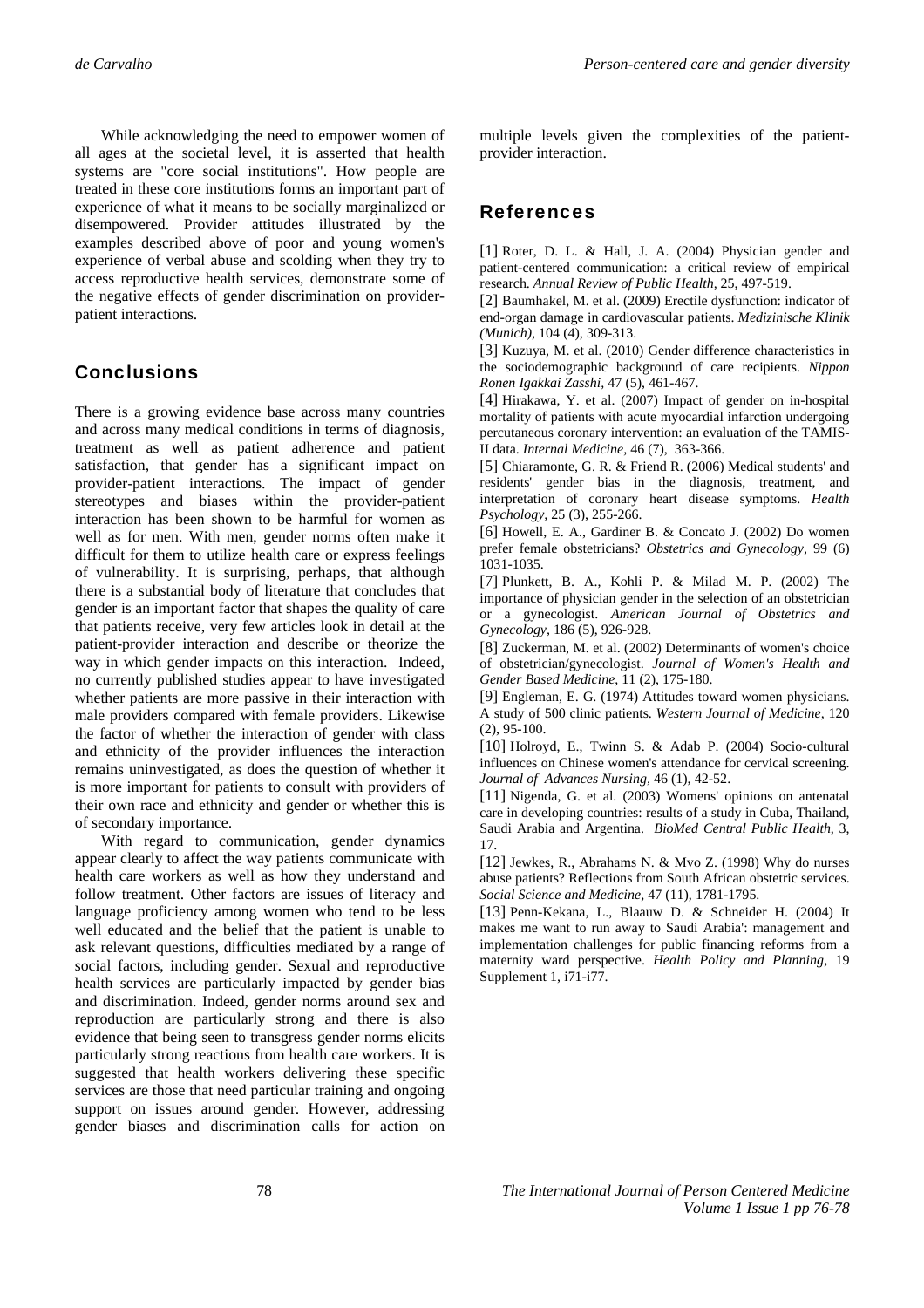While acknowledging the need to empower women of all ages at the societal level, it is asserted that health systems are "core social institutions". How people are treated in these core institutions forms an important part of experience of what it means to be socially marginalized or disempowered. Provider attitudes illustrated by the examples described above of poor and young women's experience of verbal abuse and scolding when they try to access reproductive health services, demonstrate some of the negative effects of gender discrimination on provider-patient interactions.

## Conclusions

There is a growing evidence base across many countries and across many medical conditions in terms of diagnosis, treatment as well as patient adherence and patient satisfaction, that gender has a significant impact on provider-patient interactions. The impact of gender stereotypes and biases within the provider-patient interaction has been shown to be harmful for women as well as for men. With men, gender norms often make it difficult for them to utilize health care or express feelings of vulnerability. It is surprising, perhaps, that although there is a substantial body of literature that concludes that gender is an important factor that shapes the quality of care that patients receive, very few articles look in detail at the patient-provider interaction and describe or theorize the way in which gender impacts on this interaction. Indeed, no currently published studies appear to have investigated whether patients are more passive in their interaction with male providers compared with female providers. Likewise the factor of whether the interaction of gender with class and ethnicity of the provider influences the interaction remains uninvestigated, as does the question of whether it is more important for patients to consult with providers of their own race and ethnicity and gender or whether this is of secondary importance.

With regard to communication, gender dynamics appear clearly to affect the way patients communicate with health care workers as well as how they understand and follow treatment. Other factors are issues of literacy and language proficiency among women who tend to be less well educated and the belief that the patient is unable to ask relevant questions, difficulties mediated by a range of social factors, including gender. Sexual and reproductive health services are particularly impacted by gender bias and discrimination. Indeed, gender norms around sex and reproduction are particularly strong and there is also evidence that being seen to transgress gender norms elicits particularly strong reactions from health care workers. It is suggested that health workers delivering these specific services are those that need particular training and ongoing support on issues around gender. However, addressing gender biases and discrimination calls for action on multiple levels given the complexities of the patient-provider interaction.

## References

[1] Roter, D. L. & Hall, J. A. (2004) Physician gender and patient-centered communication: a critical review of empirical research. *Annual Review of Public Health,* 25, 497-519.

[2] Baumhakel, M. et al. (2009) Erectile dysfunction: indicator of end-organ damage in cardiovascular patients. *Medizinische Klinik (Munich),* 104 (4), 309-313.

[3] Kuzuya, M. et al. (2010) Gender difference characteristics in the sociodemographic background of care recipients. *Nippon Ronen Igakkai Zasshi,* 47 (5), 461-467.

[4] Hirakawa, Y. et al. (2007) Impact of gender on in-hospital mortality of patients with acute myocardial infarction undergoing percutaneous coronary intervention: an evaluation of the TAMIS-II data. *Internal Medicine,* 46 (7), 363-366.

[5] Chiaramonte, G. R. & Friend R. (2006) Medical students' and residents' gender bias in the diagnosis, treatment, and interpretation of coronary heart disease symptoms. *Health Psychology,* 25 (3), 255-266.

[6] Howell, E. A., Gardiner B. & Concato J. (2002) Do women prefer female obstetricians? *Obstetrics and Gynecology,* 99 (6) 1031-1035.

[7] Plunkett, B. A., Kohli P. & Milad M. P. (2002) The importance of physician gender in the selection of an obstetrician or a gynecologist. *American Journal of Obstetrics and Gynecology,* 186 (5), 926-928.

[8] Zuckerman, M. et al. (2002) Determinants of women's choice of obstetrician/gynecologist. *Journal of Women's Health and Gender Based Medicine,* 11 (2), 175-180.

[9] Engleman, E. G. (1974) Attitudes toward women physicians. A study of 500 clinic patients. *Western Journal of Medicine,* 120 (2), 95-100.

[10] Holroyd, E., Twinn S. & Adab P. (2004) Socio-cultural influences on Chinese women's attendance for cervical screening. *Journal of Advances Nursing,* 46 (1), 42-52.

[11] Nigenda, G. et al. (2003) Womens' opinions on antenatal care in developing countries: results of a study in Cuba, Thailand, Saudi Arabia and Argentina. *BioMed Central Public Health,* 3, 17.

[12] Jewkes, R., Abrahams N. & Mvo Z. (1998) Why do nurses abuse patients? Reflections from South African obstetric services. *Social Science and Medicine,* 47 (11), 1781-1795.

[13] Penn-Kekana, L., Blaauw D. & Schneider H. (2004) It makes me want to run away to Saudi Arabia': management and implementation challenges for public financing reforms from a maternity ward perspective. *Health Policy and Planning,* 19 Supplement 1, i71-i77.